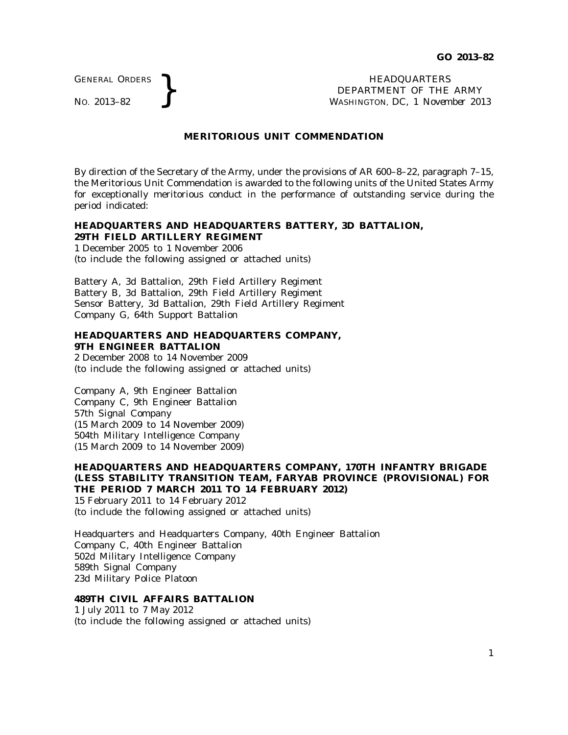GENERAL ORDERS
NO. 2013–82

HEADQUARTERS
DEPARTMENT OF THE ARMY
WASHINGTON, DC, *1 November 2013*

## MERITORIOUS UNIT COMMENDATION

By direction of the Secretary of the Army, under the provisions of AR 600–8–22, paragraph 7–15, the Meritorious Unit Commendation is awarded to the following units of the United States Army for exceptionally meritorious conduct in the performance of outstanding service during the period indicated:

**HEADQUARTERS AND HEADQUARTERS BATTERY, 3D BATTALION, 29TH FIELD ARTILLERY REGIMENT**
1 December 2005 to 1 November 2006
(to include the following assigned or attached units)

Battery A, 3d Battalion, 29th Field Artillery Regiment
Battery B, 3d Battalion, 29th Field Artillery Regiment
Sensor Battery, 3d Battalion, 29th Field Artillery Regiment
Company G, 64th Support Battalion

**HEADQUARTERS AND HEADQUARTERS COMPANY, 9TH ENGINEER BATTALION**
2 December 2008 to 14 November 2009
(to include the following assigned or attached units)

Company A, 9th Engineer Battalion
Company C, 9th Engineer Battalion
57th Signal Company
(15 March 2009 to 14 November 2009)
504th Military Intelligence Company
(15 March 2009 to 14 November 2009)

**HEADQUARTERS AND HEADQUARTERS COMPANY, 170TH INFANTRY BRIGADE (LESS STABILITY TRANSITION TEAM, FARYAB PROVINCE (PROVISIONAL) FOR THE PERIOD 7 MARCH 2011 TO 14 FEBRUARY 2012)**
15 February 2011 to 14 February 2012
(to include the following assigned or attached units)

Headquarters and Headquarters Company, 40th Engineer Battalion
Company C, 40th Engineer Battalion
502d Military Intelligence Company
589th Signal Company
23d Military Police Platoon

**489TH CIVIL AFFAIRS BATTALION**
1 July 2011 to 7 May 2012
(to include the following assigned or attached units)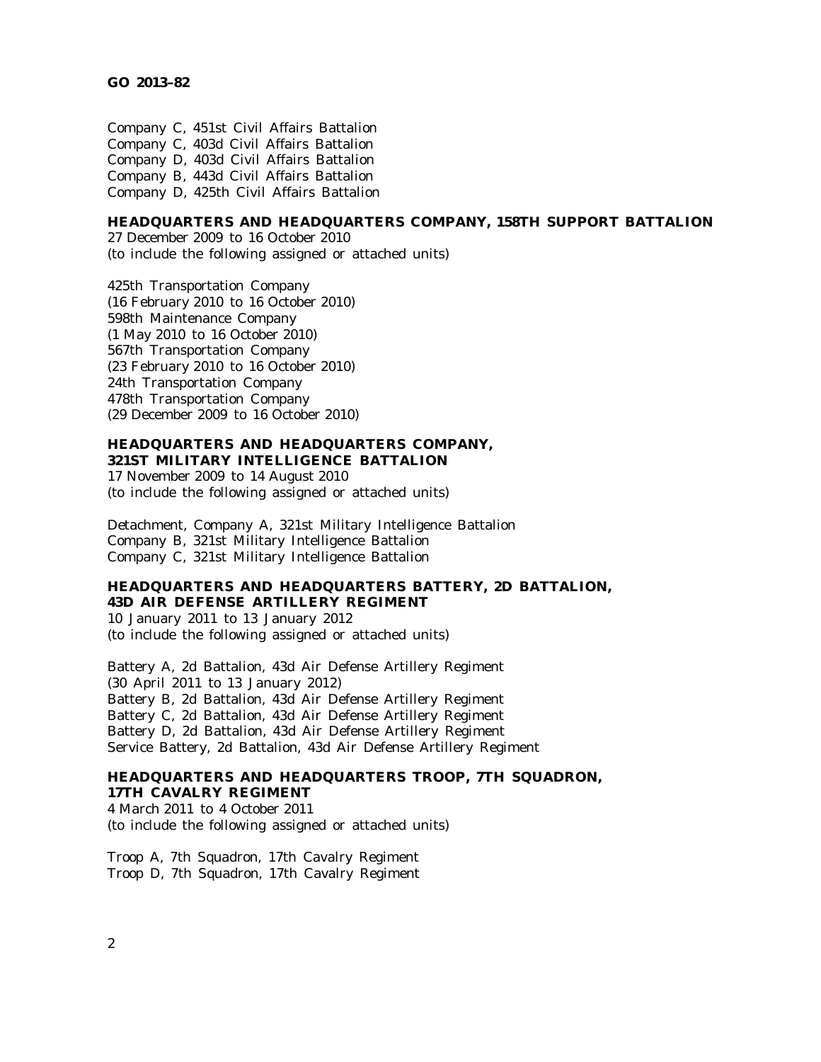Company C, 451st Civil Affairs Battalion
Company C, 403d Civil Affairs Battalion
Company D, 403d Civil Affairs Battalion
Company B, 443d Civil Affairs Battalion
Company D, 425th Civil Affairs Battalion

**HEADQUARTERS AND HEADQUARTERS COMPANY, 158TH SUPPORT BATTALION**
27 December 2009 to 16 October 2010
(to include the following assigned or attached units)

425th Transportation Company
(16 February 2010 to 16 October 2010)
598th Maintenance Company
(1 May 2010 to 16 October 2010)
567th Transportation Company
(23 February 2010 to 16 October 2010)
24th Transportation Company
478th Transportation Company
(29 December 2009 to 16 October 2010)

**HEADQUARTERS AND HEADQUARTERS COMPANY, 321ST MILITARY INTELLIGENCE BATTALION**
17 November 2009 to 14 August 2010
(to include the following assigned or attached units)

Detachment, Company A, 321st Military Intelligence Battalion
Company B, 321st Military Intelligence Battalion
Company C, 321st Military Intelligence Battalion

**HEADQUARTERS AND HEADQUARTERS BATTERY, 2D BATTALION, 43D AIR DEFENSE ARTILLERY REGIMENT**
10 January 2011 to 13 January 2012
(to include the following assigned or attached units)

Battery A, 2d Battalion, 43d Air Defense Artillery Regiment
(30 April 2011 to 13 January 2012)
Battery B, 2d Battalion, 43d Air Defense Artillery Regiment
Battery C, 2d Battalion, 43d Air Defense Artillery Regiment
Battery D, 2d Battalion, 43d Air Defense Artillery Regiment
Service Battery, 2d Battalion, 43d Air Defense Artillery Regiment

**HEADQUARTERS AND HEADQUARTERS TROOP, 7TH SQUADRON, 17TH CAVALRY REGIMENT**
4 March 2011 to 4 October 2011
(to include the following assigned or attached units)

Troop A, 7th Squadron, 17th Cavalry Regiment
Troop D, 7th Squadron, 17th Cavalry Regiment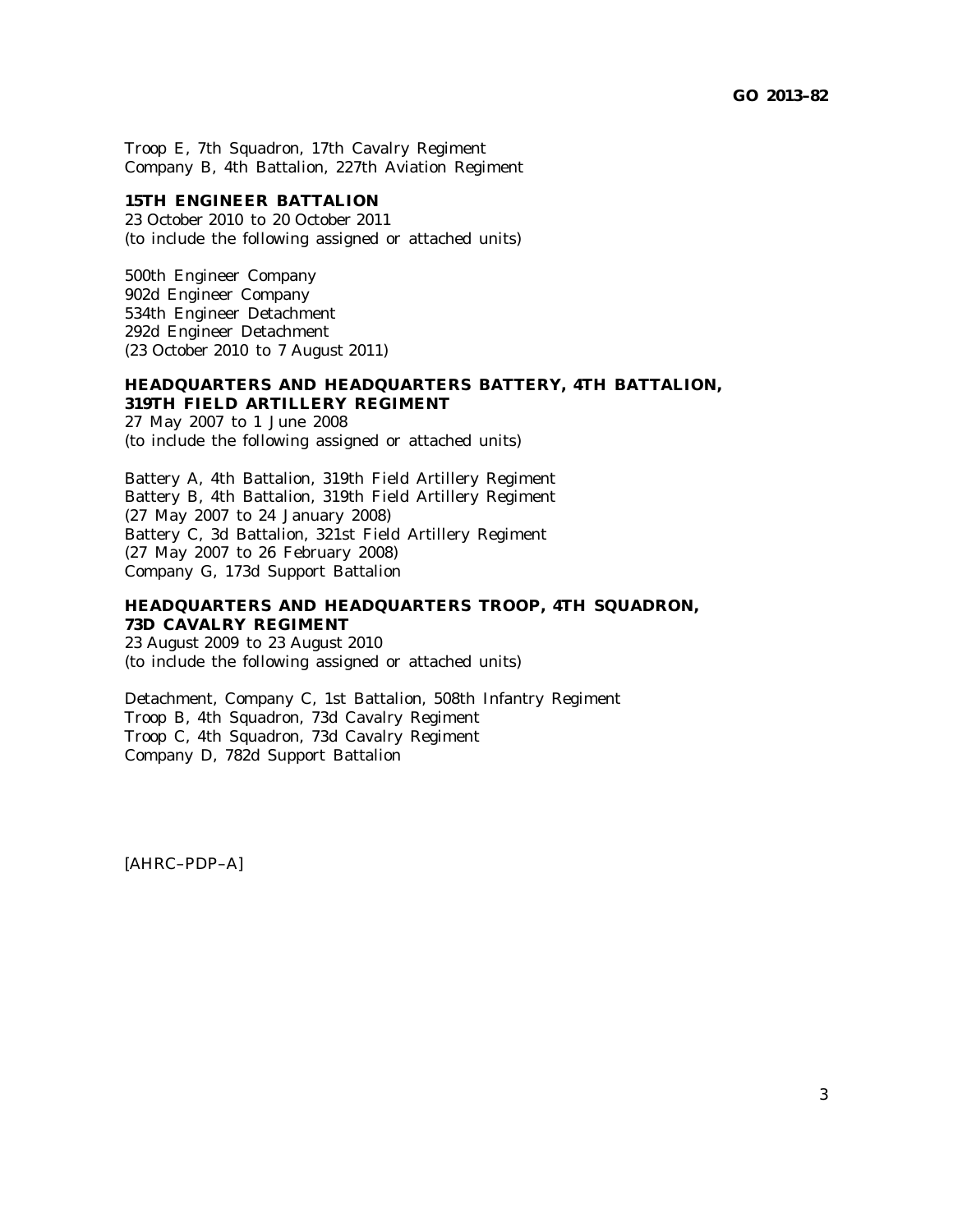Troop E, 7th Squadron, 17th Cavalry Regiment
Company B, 4th Battalion, 227th Aviation Regiment

**15TH ENGINEER BATTALION**
23 October 2010 to 20 October 2011
(to include the following assigned or attached units)

500th Engineer Company
902d Engineer Company
534th Engineer Detachment
292d Engineer Detachment
(23 October 2010 to 7 August 2011)

**HEADQUARTERS AND HEADQUARTERS BATTERY, 4TH BATTALION, 319TH FIELD ARTILLERY REGIMENT**
27 May 2007 to 1 June 2008
(to include the following assigned or attached units)

Battery A, 4th Battalion, 319th Field Artillery Regiment
Battery B, 4th Battalion, 319th Field Artillery Regiment
(27 May 2007 to 24 January 2008)
Battery C, 3d Battalion, 321st Field Artillery Regiment
(27 May 2007 to 26 February 2008)
Company G, 173d Support Battalion

**HEADQUARTERS AND HEADQUARTERS TROOP, 4TH SQUADRON, 73D CAVALRY REGIMENT**
23 August 2009 to 23 August 2010
(to include the following assigned or attached units)

Detachment, Company C, 1st Battalion, 508th Infantry Regiment
Troop B, 4th Squadron, 73d Cavalry Regiment
Troop C, 4th Squadron, 73d Cavalry Regiment
Company D, 782d Support Battalion

[AHRC–PDP–A]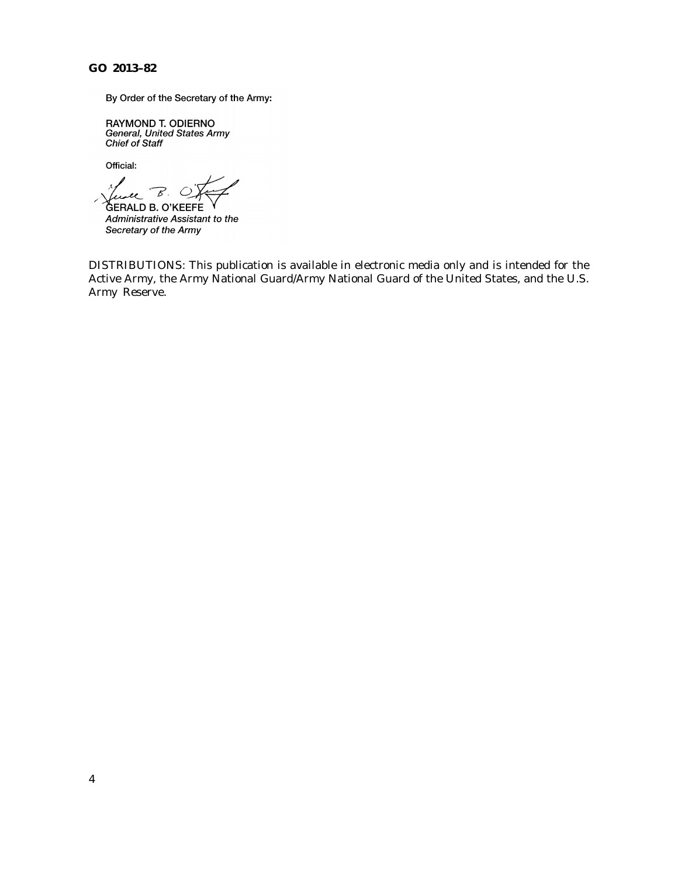By Order of the Secretary of the Army:

RAYMOND T. ODIERNO
*General, United States Army*
*Chief of Staff*

Official:

GERALD B. O'KEEFE
*Administrative Assistant to the*
*Secretary of the Army*

DISTRIBUTIONS: This publication is available in electronic media only and is intended for the Active Army, the Army National Guard/Army National Guard of the United States, and the U.S. Army Reserve.